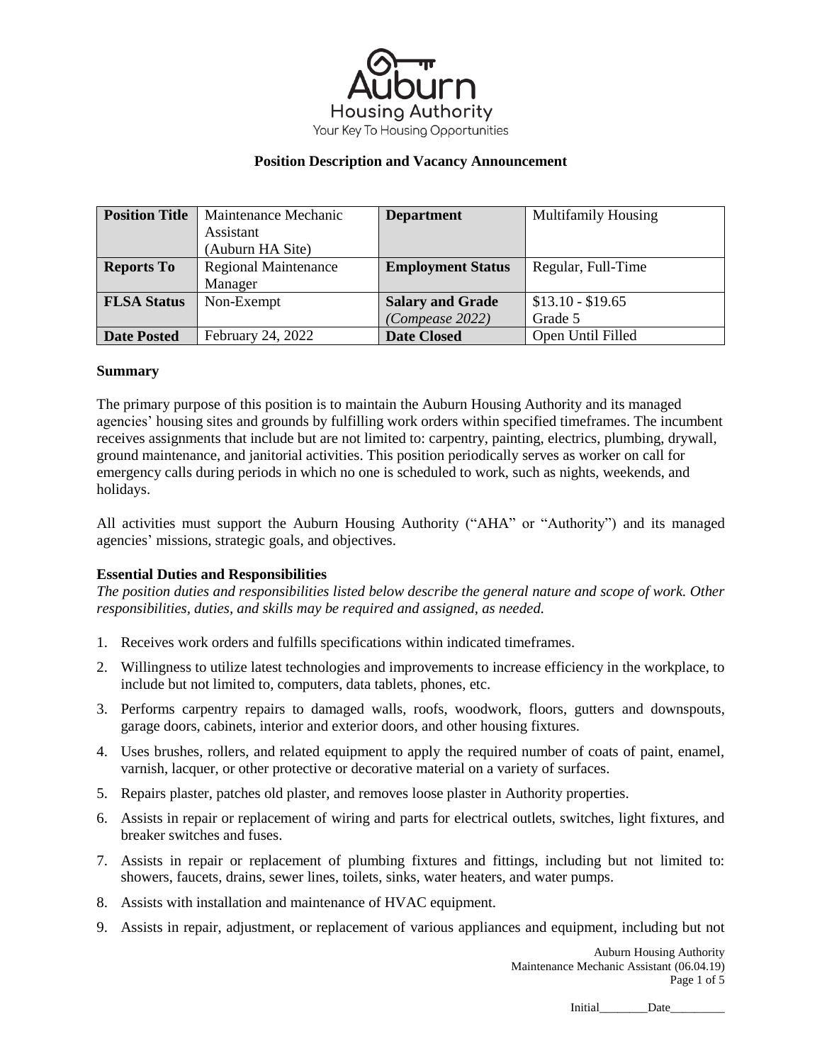Auburn Housing Authority

Your Key To Housing Opportunities

**Position Description and Vacancy Announcement**

| **Position Title** | Maintenance Mechanic Assistant (Auburn HA Site) | **Department** | Multifamily Housing |
|---|---|---|---|
| **Reports To** | Regional Maintenance Manager | **Employment Status** | Regular, Full-Time |
| **FLSA Status** | Non-Exempt | **Salary and Grade** *(Compease 2022)* | $13.10 - $19.65 Grade 5 |
| **Date Posted** | February 24, 2022 | **Date Closed** | Open Until Filled |

**Summary**

The primary purpose of this position is to maintain the Auburn Housing Authority and its managed agencies' housing sites and grounds by fulfilling work orders within specified timeframes. The incumbent receives assignments that include but are not limited to: carpentry, painting, electrics, plumbing, drywall, ground maintenance, and janitorial activities. This position periodically serves as worker on call for emergency calls during periods in which no one is scheduled to work, such as nights, weekends, and holidays.

All activities must support the Auburn Housing Authority ("AHA" or "Authority") and its managed agencies' missions, strategic goals, and objectives.

**Essential Duties and Responsibilities**

*The position duties and responsibilities listed below describe the general nature and scope of work. Other responsibilities, duties, and skills may be required and assigned, as needed.*

1. Receives work orders and fulfills specifications within indicated timeframes.
2. Willingness to utilize latest technologies and improvements to increase efficiency in the workplace, to include but not limited to, computers, data tablets, phones, etc.
3. Performs carpentry repairs to damaged walls, roofs, woodwork, floors, gutters and downspouts, garage doors, cabinets, interior and exterior doors, and other housing fixtures.
4. Uses brushes, rollers, and related equipment to apply the required number of coats of paint, enamel, varnish, lacquer, or other protective or decorative material on a variety of surfaces.
5. Repairs plaster, patches old plaster, and removes loose plaster in Authority properties.
6. Assists in repair or replacement of wiring and parts for electrical outlets, switches, light fixtures, and breaker switches and fuses.
7. Assists in repair or replacement of plumbing fixtures and fittings, including but not limited to: showers, faucets, drains, sewer lines, toilets, sinks, water heaters, and water pumps.
8. Assists with installation and maintenance of HVAC equipment.
9. Assists in repair, adjustment, or replacement of various appliances and equipment, including but not

Initial________Date_________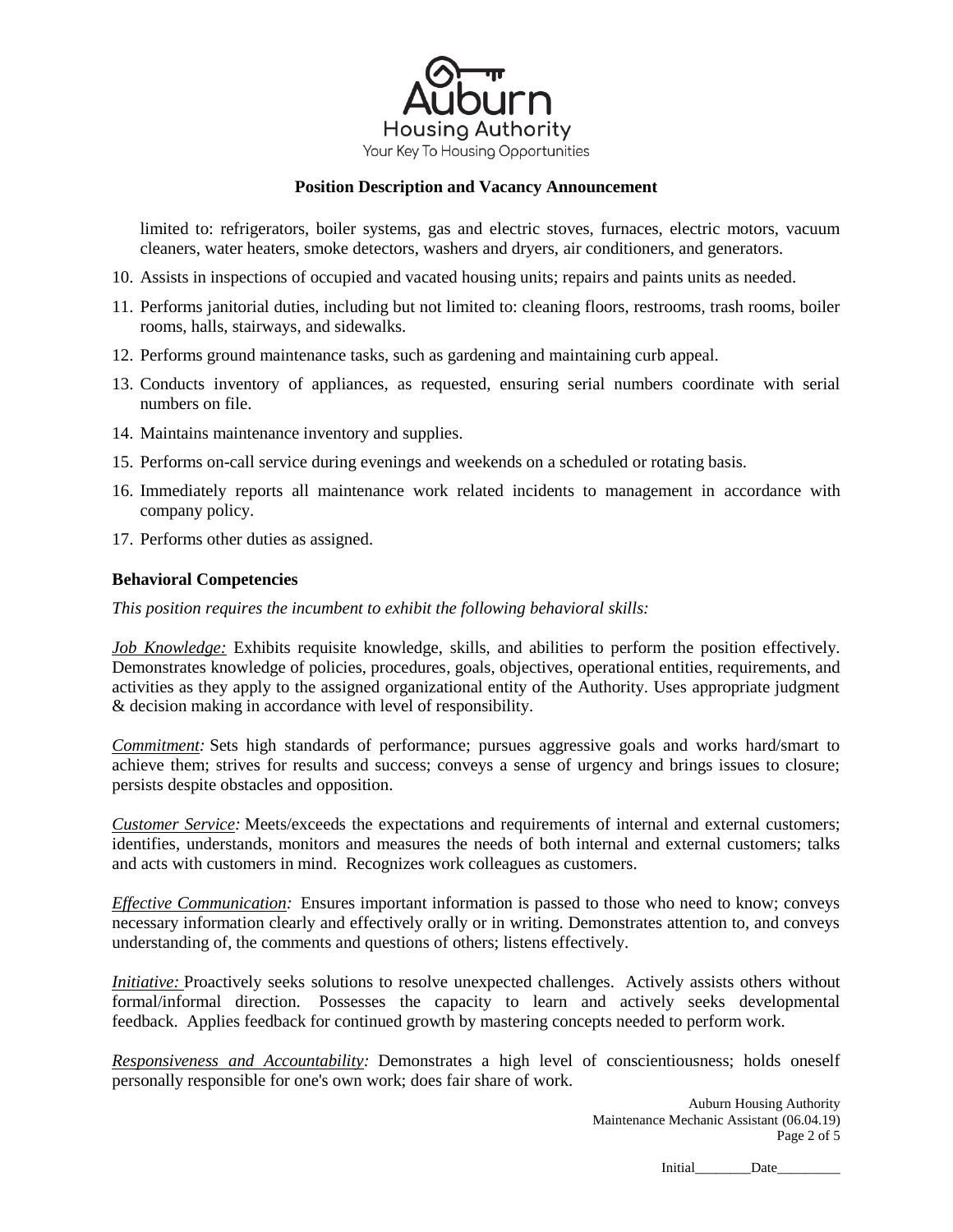limited to: refrigerators, boiler systems, gas and electric stoves, furnaces, electric motors, vacuum cleaners, water heaters, smoke detectors, washers and dryers, air conditioners, and generators.

10. Assists in inspections of occupied and vacated housing units; repairs and paints units as needed.
11. Performs janitorial duties, including but not limited to: cleaning floors, restrooms, trash rooms, boiler rooms, halls, stairways, and sidewalks.
12. Performs ground maintenance tasks, such as gardening and maintaining curb appeal.
13. Conducts inventory of appliances, as requested, ensuring serial numbers coordinate with serial numbers on file.
14. Maintains maintenance inventory and supplies.
15. Performs on-call service during evenings and weekends on a scheduled or rotating basis.
16. Immediately reports all maintenance work related incidents to management in accordance with company policy.
17. Performs other duties as assigned.

**Behavioral Competencies**

*This position requires the incumbent to exhibit the following behavioral skills:*

*Job Knowledge:* Exhibits requisite knowledge, skills, and abilities to perform the position effectively. Demonstrates knowledge of policies, procedures, goals, objectives, operational entities, requirements, and activities as they apply to the assigned organizational entity of the Authority. Uses appropriate judgment & decision making in accordance with level of responsibility.

*Commitment:* Sets high standards of performance; pursues aggressive goals and works hard/smart to achieve them; strives for results and success; conveys a sense of urgency and brings issues to closure; persists despite obstacles and opposition.

*Customer Service:* Meets/exceeds the expectations and requirements of internal and external customers; identifies, understands, monitors and measures the needs of both internal and external customers; talks and acts with customers in mind. Recognizes work colleagues as customers.

*Effective Communication:* Ensures important information is passed to those who need to know; conveys necessary information clearly and effectively orally or in writing. Demonstrates attention to, and conveys understanding of, the comments and questions of others; listens effectively.

*Initiative:* Proactively seeks solutions to resolve unexpected challenges. Actively assists others without formal/informal direction. Possesses the capacity to learn and actively seeks developmental feedback. Applies feedback for continued growth by mastering concepts needed to perform work.

*Responsiveness and Accountability:* Demonstrates a high level of conscientiousness; holds oneself personally responsible for one's own work; does fair share of work.

Initial________Date_________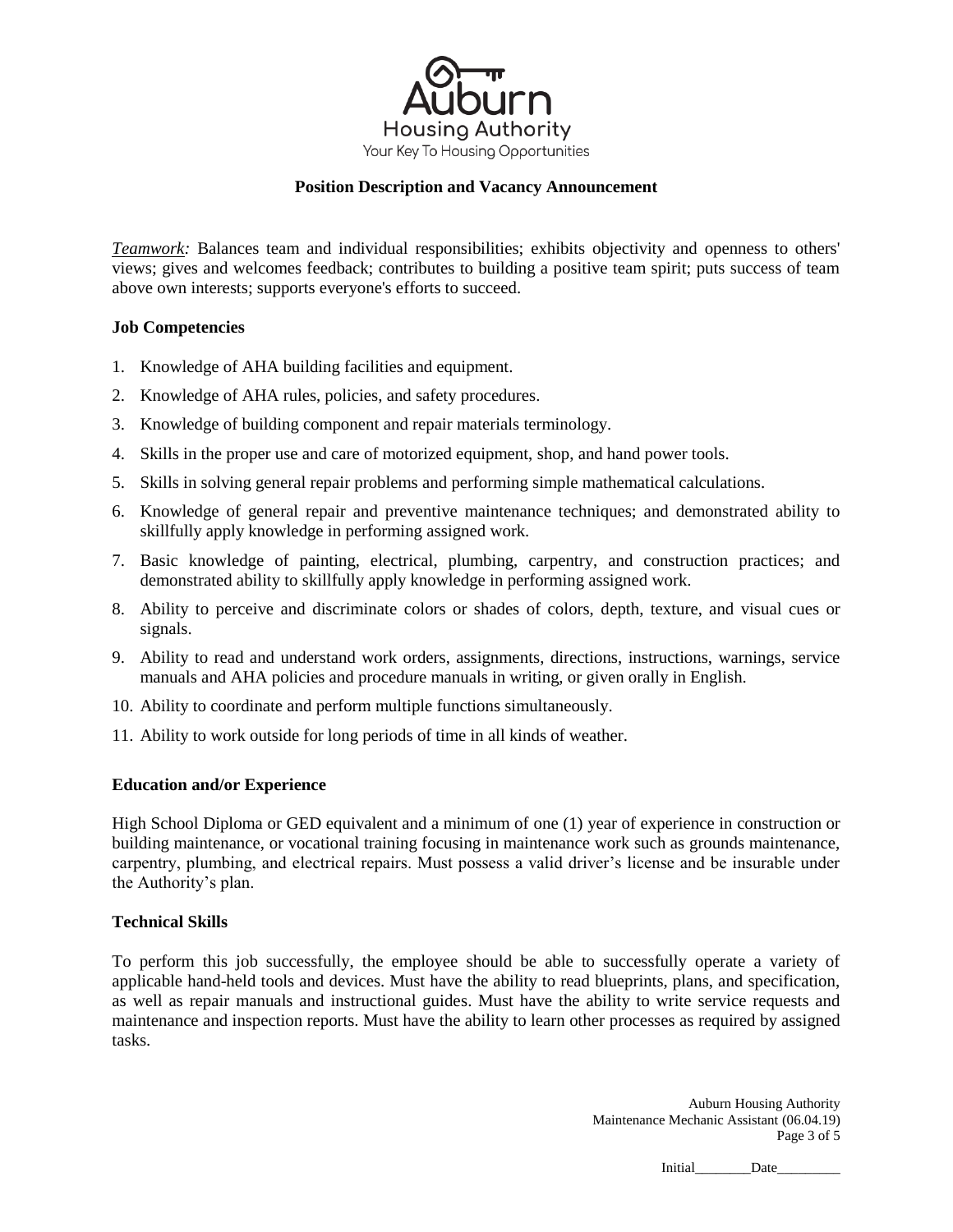**Position Description and Vacancy Announcement**

*Teamwork:* Balances team and individual responsibilities; exhibits objectivity and openness to others' views; gives and welcomes feedback; contributes to building a positive team spirit; puts success of team above own interests; supports everyone's efforts to succeed.

### Job Competencies

1. Knowledge of AHA building facilities and equipment.
2. Knowledge of AHA rules, policies, and safety procedures.
3. Knowledge of building component and repair materials terminology.
4. Skills in the proper use and care of motorized equipment, shop, and hand power tools.
5. Skills in solving general repair problems and performing simple mathematical calculations.
6. Knowledge of general repair and preventive maintenance techniques; and demonstrated ability to skillfully apply knowledge in performing assigned work.
7. Basic knowledge of painting, electrical, plumbing, carpentry, and construction practices; and demonstrated ability to skillfully apply knowledge in performing assigned work.
8. Ability to perceive and discriminate colors or shades of colors, depth, texture, and visual cues or signals.
9. Ability to read and understand work orders, assignments, directions, instructions, warnings, service manuals and AHA policies and procedure manuals in writing, or given orally in English.
10. Ability to coordinate and perform multiple functions simultaneously.
11. Ability to work outside for long periods of time in all kinds of weather.

### Education and/or Experience

High School Diploma or GED equivalent and a minimum of one (1) year of experience in construction or building maintenance, or vocational training focusing in maintenance work such as grounds maintenance, carpentry, plumbing, and electrical repairs. Must possess a valid driver's license and be insurable under the Authority's plan.

### Technical Skills

To perform this job successfully, the employee should be able to successfully operate a variety of applicable hand-held tools and devices. Must have the ability to read blueprints, plans, and specification, as well as repair manuals and instructional guides. Must have the ability to write service requests and maintenance and inspection reports. Must have the ability to learn other processes as required by assigned tasks.

Initial________Date_________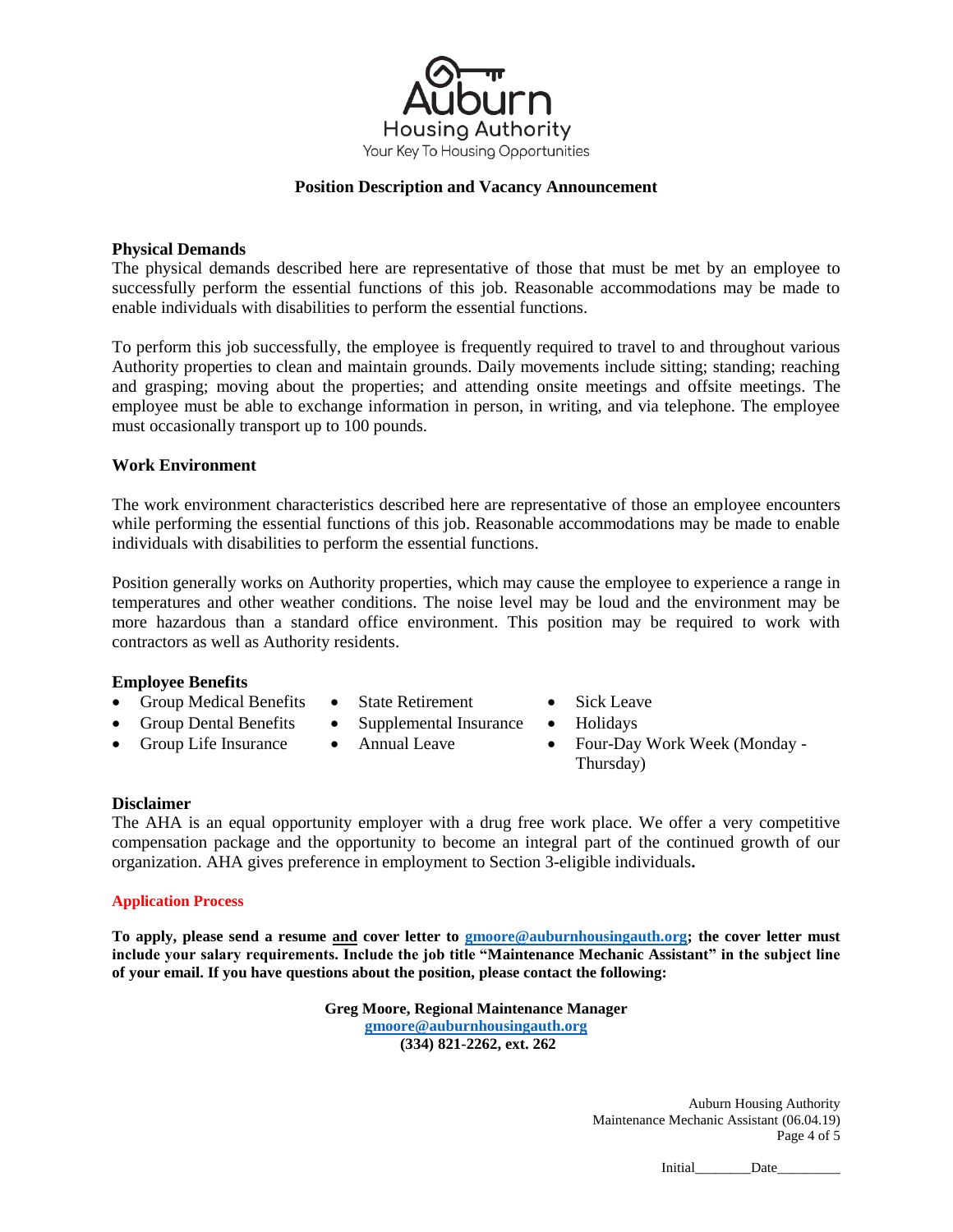Auburn Housing Authority

Your Key To Housing Opportunities

**Position Description and Vacancy Announcement**

**Physical Demands**

The physical demands described here are representative of those that must be met by an employee to successfully perform the essential functions of this job. Reasonable accommodations may be made to enable individuals with disabilities to perform the essential functions.

To perform this job successfully, the employee is frequently required to travel to and throughout various Authority properties to clean and maintain grounds. Daily movements include sitting; standing; reaching and grasping; moving about the properties; and attending onsite meetings and offsite meetings. The employee must be able to exchange information in person, in writing, and via telephone. The employee must occasionally transport up to 100 pounds.

**Work Environment**

The work environment characteristics described here are representative of those an employee encounters while performing the essential functions of this job. Reasonable accommodations may be made to enable individuals with disabilities to perform the essential functions.

Position generally works on Authority properties, which may cause the employee to experience a range in temperatures and other weather conditions. The noise level may be loud and the environment may be more hazardous than a standard office environment. This position may be required to work with contractors as well as Authority residents.

**Employee Benefits**

- Group Medical Benefits
- Group Dental Benefits
- Group Life Insurance
- State Retirement
- Supplemental Insurance
- Annual Leave
- Sick Leave
- Holidays
- Four-Day Work Week (Monday - Thursday)

**Disclaimer**

The AHA is an equal opportunity employer with a drug free work place. We offer a very competitive compensation package and the opportunity to become an integral part of the continued growth of our organization. AHA gives preference in employment to Section 3-eligible individuals**.**

**Application Process**

**To apply, please send a resume and cover letter to gmoore@auburnhousingauth.org; the cover letter must include your salary requirements. Include the job title "Maintenance Mechanic Assistant" in the subject line of your email. If you have questions about the position, please contact the following:**

**Greg Moore, Regional Maintenance Manager**
**gmoore@auburnhousingauth.org**
**(334) 821-2262, ext. 262**

Auburn Housing Authority
Maintenance Mechanic Assistant (06.04.19)

Initial\_\_\_\_\_\_\_\_Date\_\_\_\_\_\_\_\_\_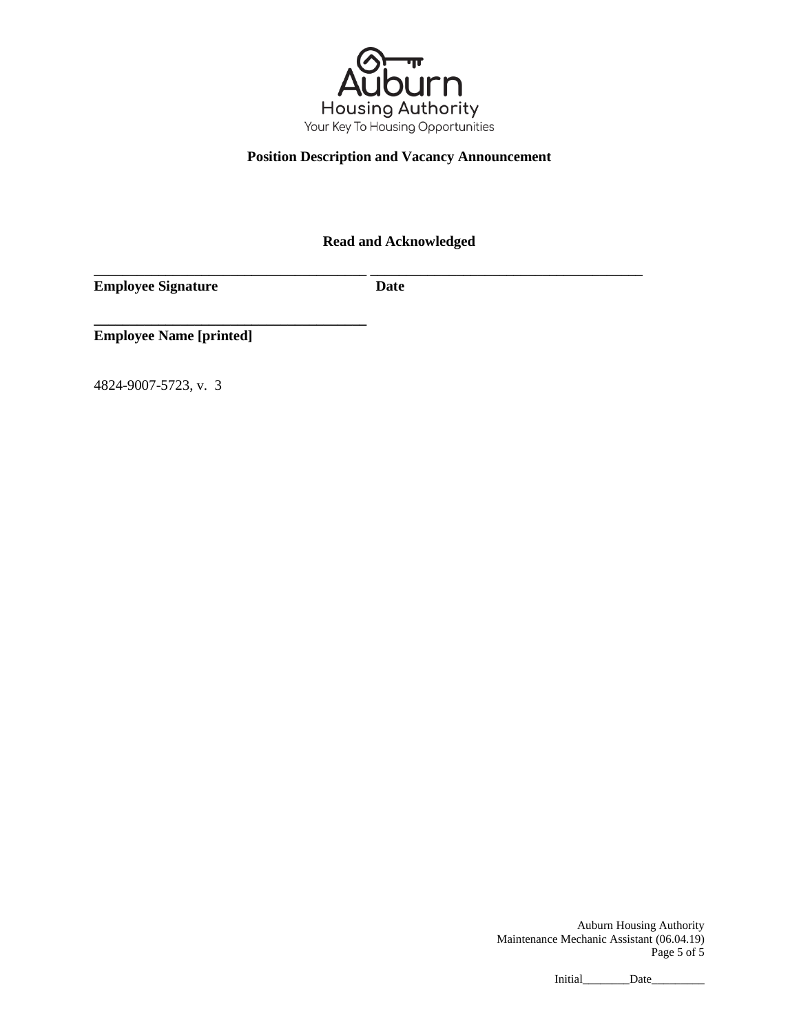Auburn Housing Authority
Your Key To Housing Opportunities

**Position Description and Vacancy Announcement**

**Read and Acknowledged**

_______________________________________ _______________________________________
**Employee Signature** **Date**

_______________________________________
**Employee Name [printed]**

4824-9007-5723, v. 3

Initial________Date_________